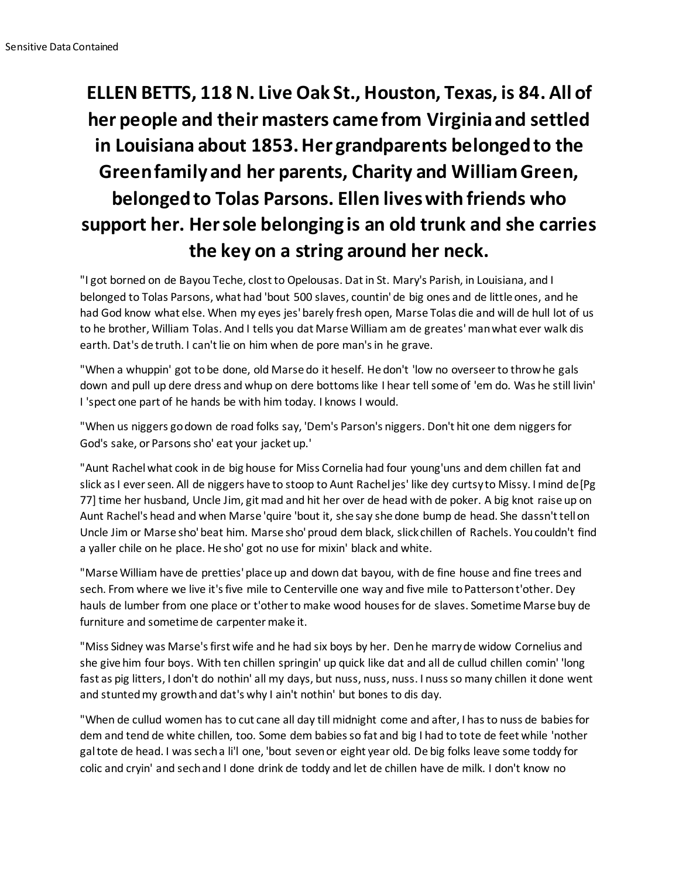Sensitive Data Contained

# ELLEN BETTS, 118 N. Live Oak St., Houston, Texas, is 84. All of her people and their masters came from Virginia and settled in Louisiana about 1853. Her grandparents belonged to the Green family and her parents, Charity and William Green, belonged to Tolas Parsons. Ellen lives with friends who support her. Her sole belonging is an old trunk and she carries the key on a string around her neck.

"I got borned on de Bayou Teche, clost to Opelousas. Dat in St. Mary's Parish, in Louisiana, and I belonged to Tolas Parsons, what had 'bout 500 slaves, countin' de big ones and de little ones, and he had God know what else. When my eyes jes' barely fresh open, Marse Tolas die and will de hull lot of us to he brother, William Tolas. And I tells you dat Marse William am de greates' man what ever walk dis earth. Dat's de truth. I can't lie on him when de pore man's in he grave.

"When a whuppin' got to be done, old Marse do it heself. He don't 'low no overseer to throw he gals down and pull up dere dress and whup on dere bottoms like I hear tell some of 'em do. Was he still livin' I 'spect one part of he hands be with him today. I knows I would.

"When us niggers go down de road folks say, 'Dem's Parson's niggers. Don't hit one dem niggers for God's sake, or Parsons sho' eat your jacket up.'

"Aunt Rachel what cook in de big house for Miss Cornelia had four young'uns and dem chillen fat and slick as I ever seen. All de niggers have to stoop to Aunt Rachel jes' like dey curtsy to Missy. I mind de [Pg 77] time her husband, Uncle Jim, git mad and hit her over de head with de poker. A big knot raise up on Aunt Rachel's head and when Marse 'quire 'bout it, she say she done bump de head. She dassn't tell on Uncle Jim or Marse sho' beat him. Marse sho' proud dem black, slick chillen of Rachels. You couldn't find a yaller chile on he place. He sho' got no use for mixin' black and white.

"Marse William have de pretties' place up and down dat bayou, with de fine house and fine trees and sech. From where we live it's five mile to Centerville one way and five mile to Patterson t'other. Dey hauls de lumber from one place or t'other to make wood houses for de slaves. Sometime Marse buy de furniture and sometime de carpenter make it.

"Miss Sidney was Marse's first wife and he had six boys by her. Den he marry de widow Cornelius and she give him four boys. With ten chillen springin' up quick like dat and all de cullud chillen comin' 'long fast as pig litters, I don't do nothin' all my days, but nuss, nuss, nuss. I nuss so many chillen it done went and stunted my growth and dat's why I ain't nothin' but bones to dis day.

"When de cullud women has to cut cane all day till midnight come and after, I has to nuss de babies for dem and tend de white chillen, too. Some dem babies so fat and big I had to tote de feet while 'nother gal tote de head. I was sech a li'l one, 'bout seven or eight year old. De big folks leave some toddy for colic and cryin' and sech and I done drink de toddy and let de chillen have de milk. I don't know no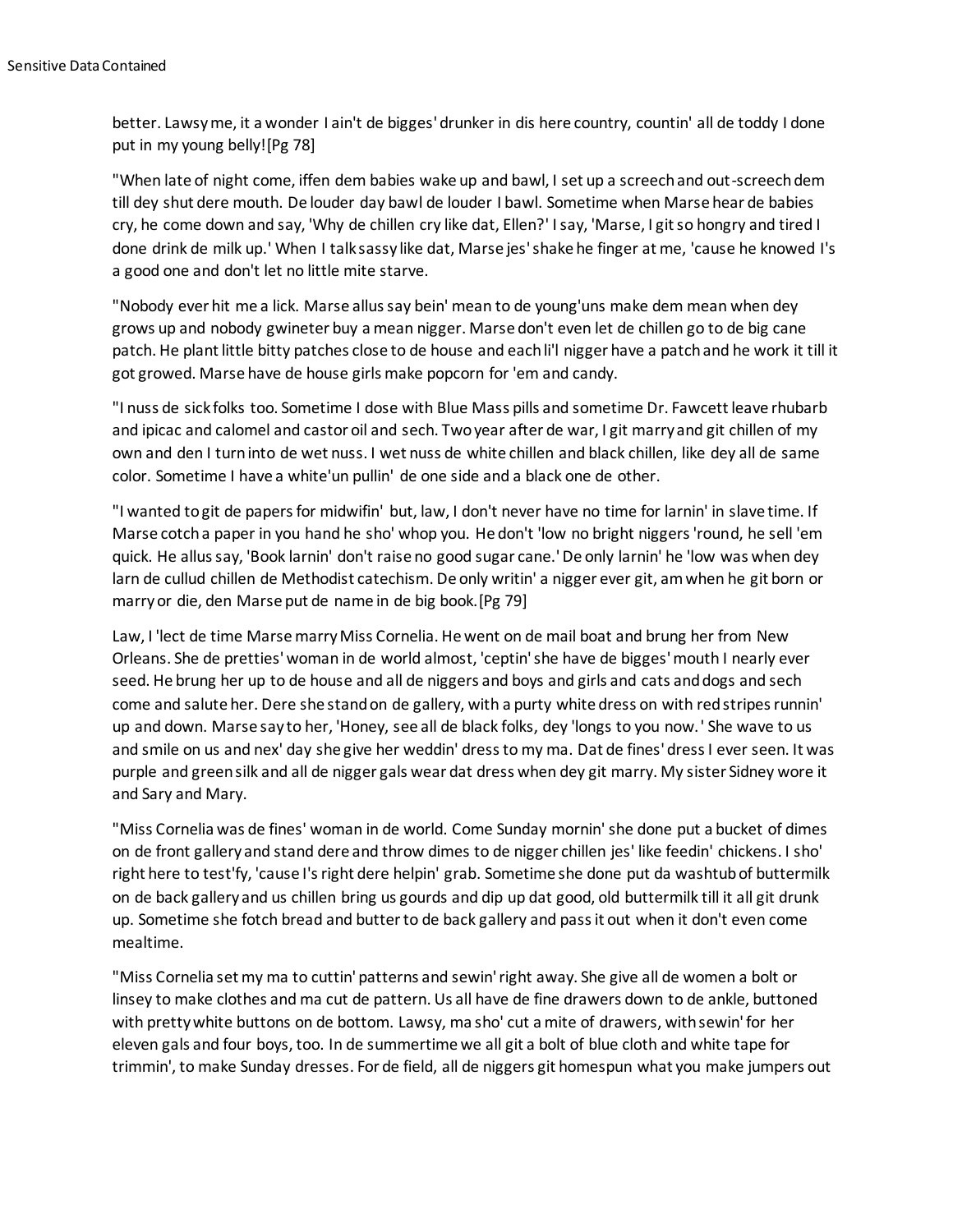better. Lawsy me, it a wonder I ain't de bigges' drunker in dis here country, countin' all de toddy I done put in my young belly![Pg 78]

"When late of night come, iffen dem babies wake up and bawl, I set up a screech and out-screech dem till dey shut dere mouth. De louder day bawl de louder I bawl. Sometime when Marse hear de babies cry, he come down and say, 'Why de chillen cry like dat, Ellen?' I say, 'Marse, I git so hongry and tired I done drink de milk up.' When I talk sassy like dat, Marse jes' shake he finger at me, 'cause he knowed I's a good one and don't let no little mite starve.

"Nobody ever hit me a lick. Marse allus say bein' mean to de young'uns make dem mean when dey grows up and nobody gwineter buy a mean nigger. Marse don't even let de chillen go to de big cane patch. He plant little bitty patches close to de house and each li'l nigger have a patch and he work it till it got growed. Marse have de house girls make popcorn for 'em and candy.

"I nuss de sick folks too. Sometime I dose with Blue Mass pills and sometime Dr. Fawcett leave rhubarb and ipicac and calomel and castor oil and sech. Two year after de war, I git marry and git chillen of my own and den I turn into de wet nuss. I wet nuss de white chillen and black chillen, like dey all de same color. Sometime I have a white'un pullin' de one side and a black one de other.

"I wanted to git de papers for midwifin' but, law, I don't never have no time for larnin' in slave time. If Marse cotch a paper in you hand he sho' whop you. He don't 'low no bright niggers 'round, he sell 'em quick. He allus say, 'Book larnin' don't raise no good sugar cane.' De only larnin' he 'low was when dey larn de cullud chillen de Methodist catechism. De only writin' a nigger ever git, am when he git born or marry or die, den Marse put de name in de big book.[Pg 79]

Law, I 'lect de time Marse marry Miss Cornelia. He went on de mail boat and brung her from New Orleans. She de pretties' woman in de world almost, 'ceptin' she have de bigges' mouth I nearly ever seed. He brung her up to de house and all de niggers and boys and girls and cats and dogs and sech come and salute her. Dere she stand on de gallery, with a purty white dress on with red stripes runnin' up and down. Marse say to her, 'Honey, see all de black folks, dey 'longs to you now.' She wave to us and smile on us and nex' day she give her weddin' dress to my ma. Dat de fines' dress I ever seen. It was purple and green silk and all de nigger gals wear dat dress when dey git marry. My sister Sidney wore it and Sary and Mary.

"Miss Cornelia was de fines' woman in de world. Come Sunday mornin' she done put a bucket of dimes on de front gallery and stand dere and throw dimes to de nigger chillen jes' like feedin' chickens. I sho' right here to test'fy, 'cause I's right dere helpin' grab. Sometime she done put da washtub of buttermilk on de back gallery and us chillen bring us gourds and dip up dat good, old buttermilk till it all git drunk up. Sometime she fotch bread and butter to de back gallery and pass it out when it don't even come mealtime.

"Miss Cornelia set my ma to cuttin' patterns and sewin' right away. She give all de women a bolt or linsey to make clothes and ma cut de pattern. Us all have de fine drawers down to de ankle, buttoned with pretty white buttons on de bottom. Lawsy, ma sho' cut a mite of drawers, with sewin' for her eleven gals and four boys, too. In de summertime we all git a bolt of blue cloth and white tape for trimmin', to make Sunday dresses. For de field, all de niggers git homespun what you make jumpers out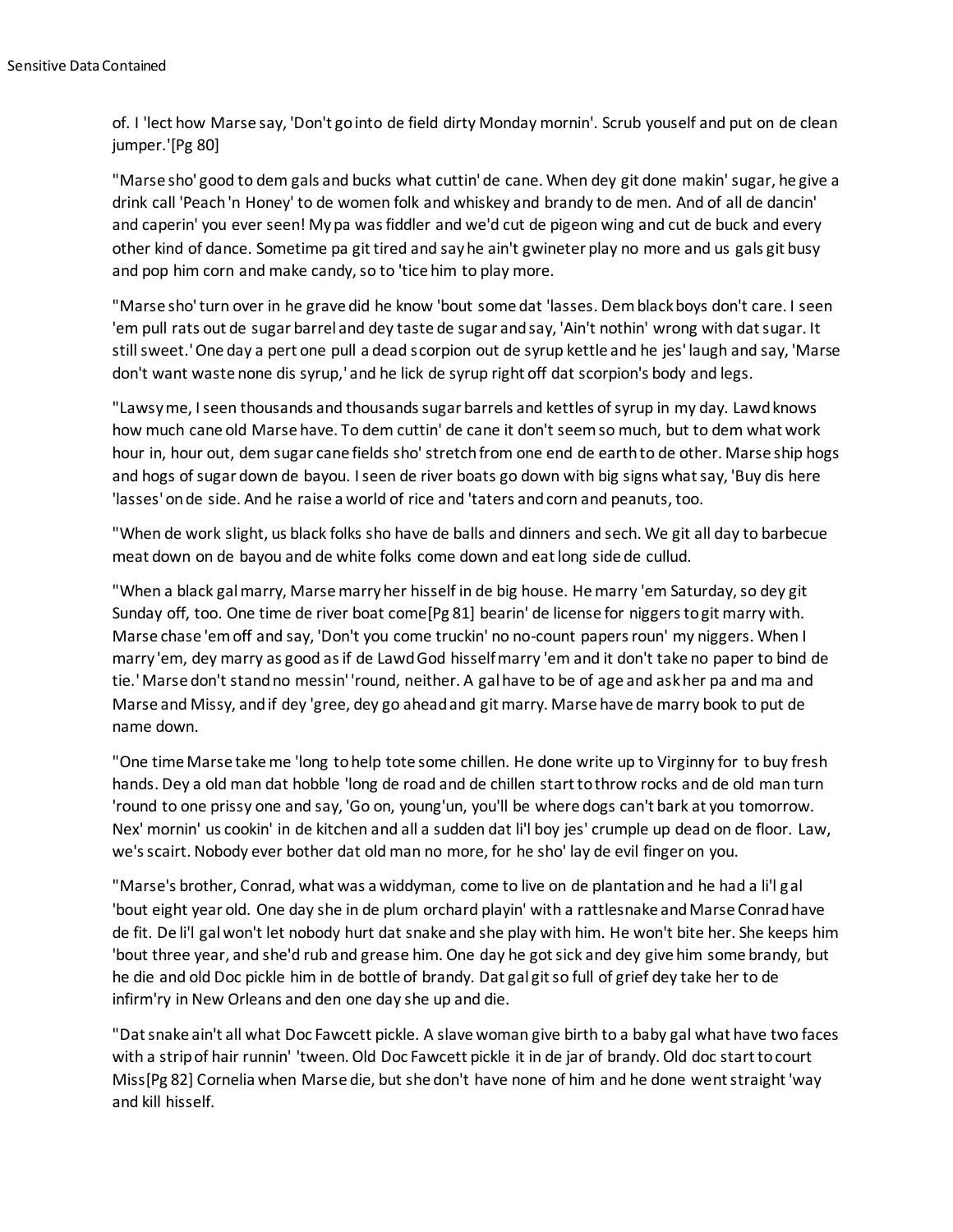of. I 'lect how Marse say, 'Don't go into de field dirty Monday mornin'. Scrub youself and put on de clean jumper.'[Pg 80]

"Marse sho' good to dem gals and bucks what cuttin' de cane. When dey git done makin' sugar, he give a drink call 'Peach 'n Honey' to de women folk and whiskey and brandy to de men. And of all de dancin' and caperin' you ever seen! My pa was fiddler and we'd cut de pigeon wing and cut de buck and every other kind of dance. Sometime pa git tired and say he ain't gwineter play no more and us gals git busy and pop him corn and make candy, so to 'tice him to play more.

"Marse sho' turn over in he grave did he know 'bout some dat 'lasses. Dem black boys don't care. I seen 'em pull rats out de sugar barrel and dey taste de sugar and say, 'Ain't nothin' wrong with dat sugar. It still sweet.' One day a pert one pull a dead scorpion out de syrup kettle and he jes' laugh and say, 'Marse don't want waste none dis syrup,' and he lick de syrup right off dat scorpion's body and legs.

"Lawsy me, I seen thousands and thousands sugar barrels and kettles of syrup in my day. Lawd knows how much cane old Marse have. To dem cuttin' de cane it don't seem so much, but to dem what work hour in, hour out, dem sugar cane fields sho' stretch from one end de earth to de other. Marse ship hogs and hogs of sugar down de bayou. I seen de river boats go down with big signs what say, 'Buy dis here 'lasses' on de side. And he raise a world of rice and 'taters and corn and peanuts, too.

"When de work slight, us black folks sho have de balls and dinners and sech. We git all day to barbecue meat down on de bayou and de white folks come down and eat long side de cullud.

"When a black gal marry, Marse marry her hisself in de big house. He marry 'em Saturday, so dey git Sunday off, too. One time de river boat come[Pg 81] bearin' de license for niggers to git marry with. Marse chase 'em off and say, 'Don't you come truckin' no no-count papers roun' my niggers. When I marry 'em, dey marry as good as if de Lawd God hisself marry 'em and it don't take no paper to bind de tie.' Marse don't stand no messin' 'round, neither. A gal have to be of age and ask her pa and ma and Marse and Missy, and if dey 'gree, dey go ahead and git marry. Marse have de marry book to put de name down.

"One time Marse take me 'long to help tote some chillen. He done write up to Virginny for to buy fresh hands. Dey a old man dat hobble 'long de road and de chillen start to throw rocks and de old man turn 'round to one prissy one and say, 'Go on, young'un, you'll be where dogs can't bark at you tomorrow. Nex' mornin' us cookin' in de kitchen and all a sudden dat li'l boy jes' crumple up dead on de floor. Law, we's scairt. Nobody ever bother dat old man no more, for he sho' lay de evil finger on you.

"Marse's brother, Conrad, what was a widdyman, come to live on de plantation and he had a li'l gal 'bout eight year old. One day she in de plum orchard playin' with a rattlesnake and Marse Conrad have de fit. De li'l gal won't let nobody hurt dat snake and she play with him. He won't bite her. She keeps him 'bout three year, and she'd rub and grease him. One day he got sick and dey give him some brandy, but he die and old Doc pickle him in de bottle of brandy. Dat gal git so full of grief dey take her to de infirm'ry in New Orleans and den one day she up and die.

"Dat snake ain't all what Doc Fawcett pickle. A slave woman give birth to a baby gal what have two faces with a strip of hair runnin' 'tween. Old Doc Fawcett pickle it in de jar of brandy. Old doc start to court Miss[Pg 82] Cornelia when Marse die, but she don't have none of him and he done went straight 'way and kill hisself.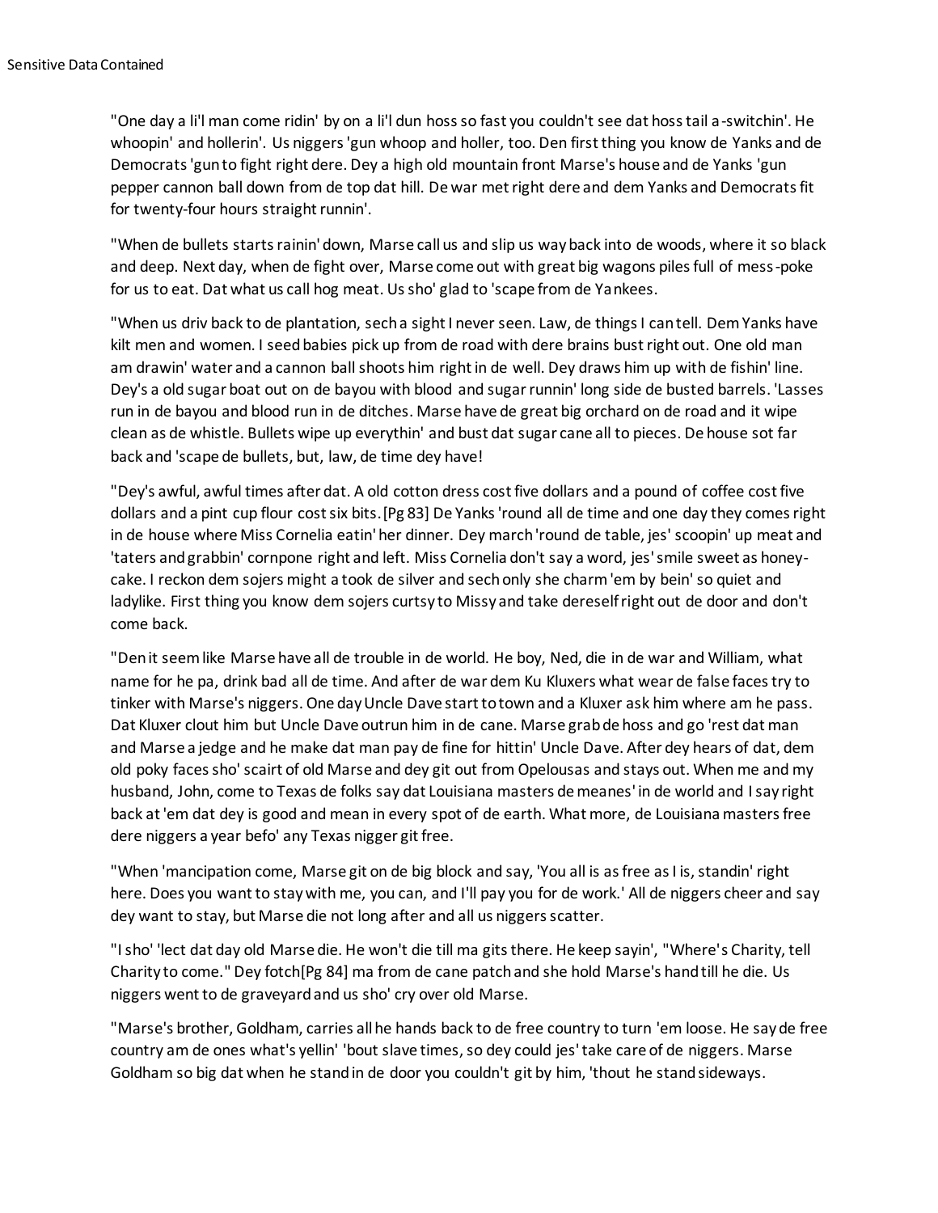"One day a li'l man come ridin' by on a li'l dun hoss so fast you couldn't see dat hoss tail a-switchin'. He whoopin' and hollerin'. Us niggers 'gun whoop and holler, too. Den first thing you know de Yanks and de Democrats 'gun to fight right dere. Dey a high old mountain front Marse's house and de Yanks 'gun pepper cannon ball down from de top dat hill. De war met right dere and dem Yanks and Democrats fit for twenty-four hours straight runnin'.

"When de bullets starts rainin' down, Marse call us and slip us way back into de woods, where it so black and deep. Next day, when de fight over, Marse come out with great big wagons piles full of mess-poke for us to eat. Dat what us call hog meat. Us sho' glad to 'scape from de Yankees.

"When us driv back to de plantation, sech a sight I never seen. Law, de things I can tell. Dem Yanks have kilt men and women. I seed babies pick up from de road with dere brains bust right out. One old man am drawin' water and a cannon ball shoots him right in de well. Dey draws him up with de fishin' line. Dey's a old sugar boat out on de bayou with blood and sugar runnin' long side de busted barrels. 'Lasses run in de bayou and blood run in de ditches. Marse have de great big orchard on de road and it wipe clean as de whistle. Bullets wipe up everythin' and bust dat sugar cane all to pieces. De house sot far back and 'scape de bullets, but, law, de time dey have!

"Dey's awful, awful times after dat. A old cotton dress cost five dollars and a pound of coffee cost five dollars and a pint cup flour cost six bits.[Pg 83] De Yanks 'round all de time and one day they comes right in de house where Miss Cornelia eatin' her dinner. Dey march 'round de table, jes' scoopin' up meat and 'taters and grabbin' cornpone right and left. Miss Cornelia don't say a word, jes' smile sweet as honey-cake. I reckon dem sojers might a took de silver and sech only she charm 'em by bein' so quiet and ladylike. First thing you know dem sojers curtsy to Missy and take dereself right out de door and don't come back.

"Den it seem like Marse have all de trouble in de world. He boy, Ned, die in de war and William, what name for he pa, drink bad all de time. And after de war dem Ku Kluxers what wear de false faces try to tinker with Marse's niggers. One day Uncle Dave start to town and a Kluxer ask him where am he pass. Dat Kluxer clout him but Uncle Dave outrun him in de cane. Marse grab de hoss and go 'rest dat man and Marse a jedge and he make dat man pay de fine for hittin' Uncle Dave. After dey hears of dat, dem old poky faces sho' scairt of old Marse and dey git out from Opelousas and stays out. When me and my husband, John, come to Texas de folks say dat Louisiana masters de meanes' in de world and I say right back at 'em dat dey is good and mean in every spot of de earth. What more, de Louisiana masters free dere niggers a year befo' any Texas nigger git free.

"When 'mancipation come, Marse git on de big block and say, 'You all is as free as I is, standin' right here. Does you want to stay with me, you can, and I'll pay you for de work.' All de niggers cheer and say dey want to stay, but Marse die not long after and all us niggers scatter.

"I sho' 'lect dat day old Marse die. He won't die till ma gits there. He keep sayin', "Where's Charity, tell Charity to come." Dey fotch[Pg 84] ma from de cane patch and she hold Marse's hand till he die. Us niggers went to de graveyard and us sho' cry over old Marse.

"Marse's brother, Goldham, carries all he hands back to de free country to turn 'em loose. He say de free country am de ones what's yellin' 'bout slave times, so dey could jes' take care of de niggers. Marse Goldham so big dat when he stand in de door you couldn't git by him, 'thout he stand sideways.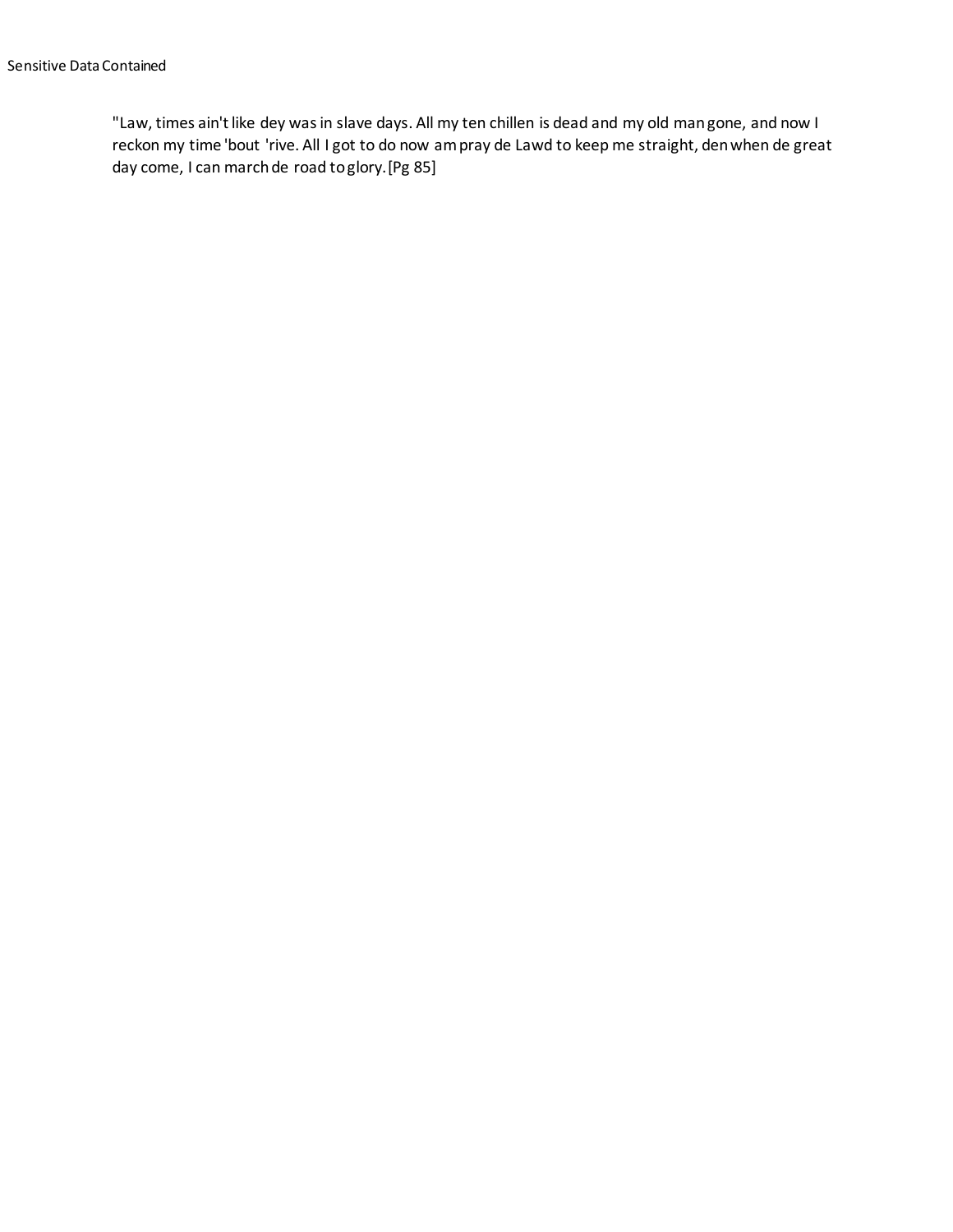"Law, times ain't like dey was in slave days. All my ten chillen is dead and my old man gone, and now I reckon my time 'bout 'rive. All I got to do now am pray de Lawd to keep me straight, den when de great day come, I can march de road to glory. [Pg 85]